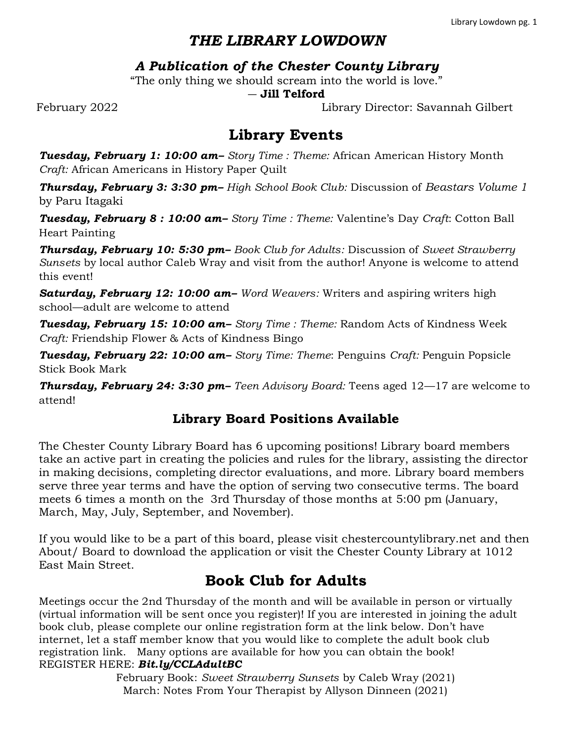# *THE LIBRARY LOWDOWN*

### *A Publication of the Chester County Library*

"The only thing we should scream into the world is love."
― **Jill Telford**

February 2022 Library Director: Savannah Gilbert

## Library Events

***Tuesday, February 1: 10:00 am–*** *Story Time : Theme:* African American History Month *Craft:* African Americans in History Paper Quilt

***Thursday, February 3: 3:30 pm–*** *High School Book Club:* Discussion of *Beastars Volume 1* by Paru Itagaki

***Tuesday, February 8 : 10:00 am–*** *Story Time : Theme:* Valentine's Day *Craft*: Cotton Ball Heart Painting

***Thursday, February 10: 5:30 pm–*** *Book Club for Adults:* Discussion of *Sweet Strawberry Sunsets* by local author Caleb Wray and visit from the author! Anyone is welcome to attend this event!

***Saturday, February 12: 10:00 am–*** *Word Weavers:* Writers and aspiring writers high school—adult are welcome to attend

***Tuesday, February 15: 10:00 am–*** *Story Time : Theme:* Random Acts of Kindness Week *Craft:* Friendship Flower & Acts of Kindness Bingo

***Tuesday, February 22: 10:00 am–*** *Story Time: Theme*: Penguins *Craft:* Penguin Popsicle Stick Book Mark

***Thursday, February 24: 3:30 pm–*** *Teen Advisory Board:* Teens aged 12—17 are welcome to attend!

### Library Board Positions Available

The Chester County Library Board has 6 upcoming positions! Library board members take an active part in creating the policies and rules for the library, assisting the director in making decisions, completing director evaluations, and more. Library board members serve three year terms and have the option of serving two consecutive terms. The board meets 6 times a month on the 3rd Thursday of those months at 5:00 pm (January, March, May, July, September, and November).

If you would like to be a part of this board, please visit chestercountylibrary.net and then About/ Board to download the application or visit the Chester County Library at 1012 East Main Street.

## Book Club for Adults

Meetings occur the 2nd Thursday of the month and will be available in person or virtually (virtual information will be sent once you register)! If you are interested in joining the adult book club, please complete our online registration form at the link below. Don't have internet, let a staff member know that you would like to complete the adult book club registration link. Many options are available for how you can obtain the book!
REGISTER HERE: ***Bit.ly/CCLAdultBC***

February Book: *Sweet Strawberry Sunsets* by Caleb Wray (2021)
March: Notes From Your Therapist by Allyson Dinneen (2021)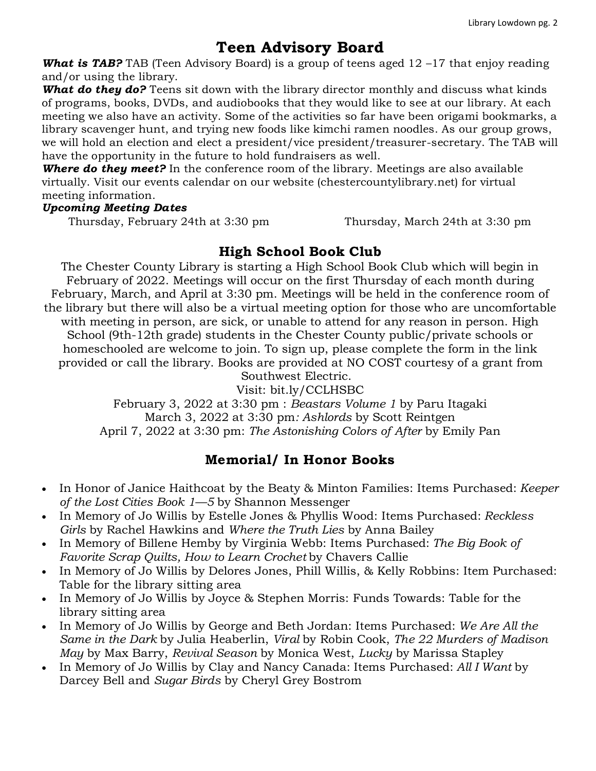# Teen Advisory Board

***What is TAB?*** TAB (Teen Advisory Board) is a group of teens aged 12 –17 that enjoy reading and/or using the library.

***What do they do?*** Teens sit down with the library director monthly and discuss what kinds of programs, books, DVDs, and audiobooks that they would like to see at our library. At each meeting we also have an activity. Some of the activities so far have been origami bookmarks, a library scavenger hunt, and trying new foods like kimchi ramen noodles. As our group grows, we will hold an election and elect a president/vice president/treasurer-secretary. The TAB will have the opportunity in the future to hold fundraisers as well.

***Where do they meet?*** In the conference room of the library. Meetings are also available virtually. Visit our events calendar on our website (chestercountylibrary.net) for virtual meeting information.

***Upcoming Meeting Dates***

Thursday, February 24th at 3:30 pm

Thursday, March 24th at 3:30 pm

# High School Book Club

The Chester County Library is starting a High School Book Club which will begin in February of 2022. Meetings will occur on the first Thursday of each month during February, March, and April at 3:30 pm. Meetings will be held in the conference room of the library but there will also be a virtual meeting option for those who are uncomfortable with meeting in person, are sick, or unable to attend for any reason in person. High School (9th-12th grade) students in the Chester County public/private schools or homeschooled are welcome to join. To sign up, please complete the form in the link provided or call the library. Books are provided at NO COST courtesy of a grant from Southwest Electric.

Visit: bit.ly/CCLHSBC

February 3, 2022 at 3:30 pm : *Beastars Volume 1* by Paru Itagaki

March 3, 2022 at 3:30 pm*: Ashlords* by Scott Reintgen

April 7, 2022 at 3:30 pm: *The Astonishing Colors of After* by Emily Pan

# Memorial/ In Honor Books

- In Honor of Janice Haithcoat by the Beaty & Minton Families: Items Purchased: *Keeper of the Lost Cities Book 1—5* by Shannon Messenger
- In Memory of Jo Willis by Estelle Jones & Phyllis Wood: Items Purchased: *Reckless Girls* by Rachel Hawkins and *Where the Truth Lies* by Anna Bailey
- In Memory of Billene Hemby by Virginia Webb: Items Purchased: *The Big Book of Favorite Scrap Quilts, How to Learn Crochet* by Chavers Callie
- In Memory of Jo Willis by Delores Jones, Phill Willis, & Kelly Robbins: Item Purchased: Table for the library sitting area
- In Memory of Jo Willis by Joyce & Stephen Morris: Funds Towards: Table for the library sitting area
- In Memory of Jo Willis by George and Beth Jordan: Items Purchased: *We Are All the Same in the Dark* by Julia Heaberlin, *Viral* by Robin Cook, *The 22 Murders of Madison May* by Max Barry, *Revival Season* by Monica West, *Lucky* by Marissa Stapley
- In Memory of Jo Willis by Clay and Nancy Canada: Items Purchased: *All I Want* by Darcey Bell and *Sugar Birds* by Cheryl Grey Bostrom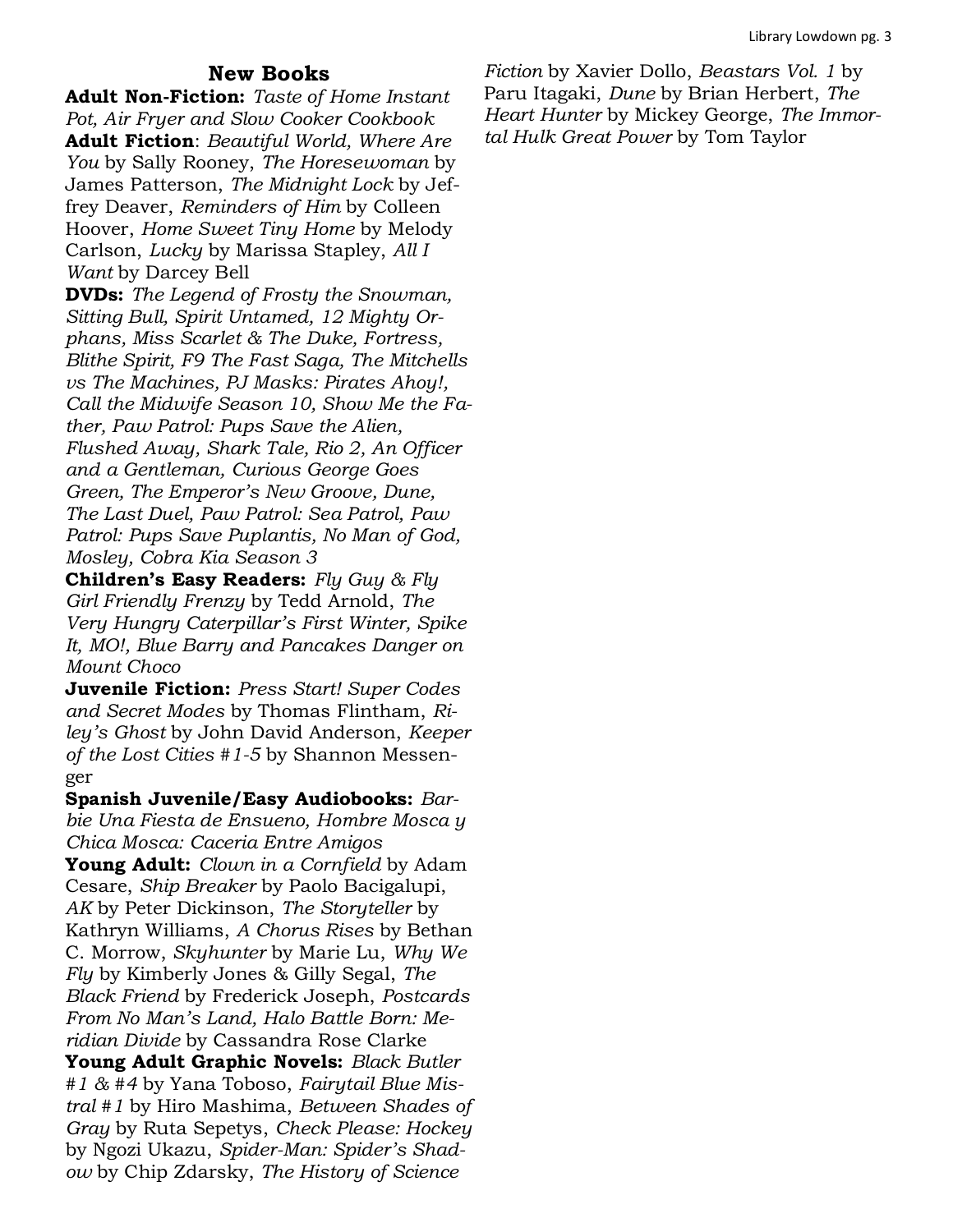## New Books

**Adult Non-Fiction:** *Taste of Home Instant Pot, Air Fryer and Slow Cooker Cookbook*

**Adult Fiction**: *Beautiful World, Where Are You* by Sally Rooney, *The Horesewoman* by James Patterson, *The Midnight Lock* by Jeffrey Deaver, *Reminders of Him* by Colleen Hoover, *Home Sweet Tiny Home* by Melody Carlson, *Lucky* by Marissa Stapley, *All I Want* by Darcey Bell

**DVDs:** *The Legend of Frosty the Snowman, Sitting Bull, Spirit Untamed, 12 Mighty Orphans, Miss Scarlet & The Duke, Fortress, Blithe Spirit, F9 The Fast Saga, The Mitchells vs The Machines, PJ Masks: Pirates Ahoy!, Call the Midwife Season 10, Show Me the Father, Paw Patrol: Pups Save the Alien, Flushed Away, Shark Tale, Rio 2, An Officer and a Gentleman, Curious George Goes Green, The Emperor's New Groove, Dune, The Last Duel, Paw Patrol: Sea Patrol, Paw Patrol: Pups Save Puplantis, No Man of God, Mosley, Cobra Kia Season 3*

**Children's Easy Readers:** *Fly Guy & Fly Girl Friendly Frenzy* by Tedd Arnold, *The Very Hungry Caterpillar's First Winter, Spike It, MO!, Blue Barry and Pancakes Danger on Mount Choco*

**Juvenile Fiction:** *Press Start! Super Codes and Secret Modes* by Thomas Flintham, *Riley's Ghost* by John David Anderson, *Keeper of the Lost Cities #1-5* by Shannon Messenger

**Spanish Juvenile/Easy Audiobooks:** *Barbie Una Fiesta de Ensueno, Hombre Mosca y Chica Mosca: Caceria Entre Amigos*

**Young Adult:** *Clown in a Cornfield* by Adam Cesare, *Ship Breaker* by Paolo Bacigalupi, *AK* by Peter Dickinson, *The Storyteller* by Kathryn Williams, *A Chorus Rises* by Bethan C. Morrow, *Skyhunter* by Marie Lu, *Why We Fly* by Kimberly Jones & Gilly Segal, *The Black Friend* by Frederick Joseph, *Postcards From No Man's Land, Halo Battle Born: Meridian Divide* by Cassandra Rose Clarke

**Young Adult Graphic Novels:** *Black Butler #1 & #4* by Yana Toboso, *Fairytail Blue Mistral #1* by Hiro Mashima, *Between Shades of Gray* by Ruta Sepetys, *Check Please: Hockey* by Ngozi Ukazu, *Spider-Man: Spider's Shadow* by Chip Zdarsky, *The History of Science Fiction* by Xavier Dollo, *Beastars Vol. 1* by Paru Itagaki, *Dune* by Brian Herbert, *The Heart Hunter* by Mickey George, *The Immortal Hulk Great Power* by Tom Taylor